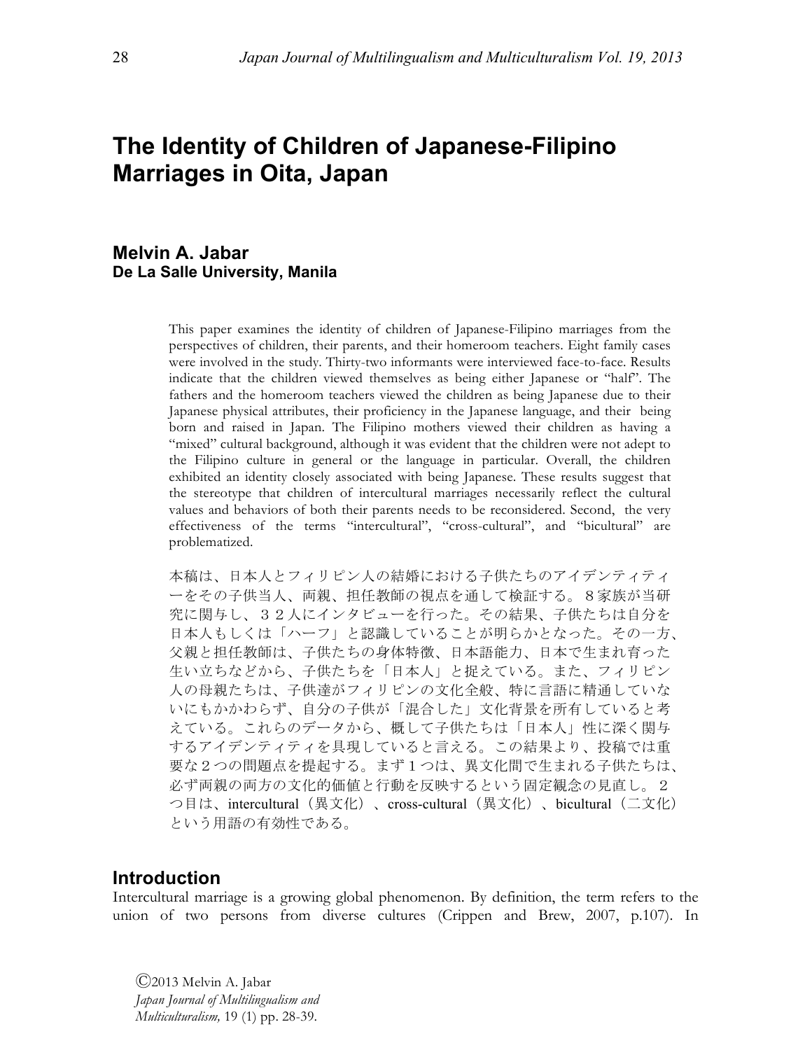# The Identity of Children of Japanese-Filipino Marriages in Oita, Japan

**Melvin A. Jabar**
**De La Salle University, Manila**

This paper examines the identity of children of Japanese-Filipino marriages from the perspectives of children, their parents, and their homeroom teachers. Eight family cases were involved in the study. Thirty-two informants were interviewed face-to-face. Results indicate that the children viewed themselves as being either Japanese or "half". The fathers and the homeroom teachers viewed the children as being Japanese due to their Japanese physical attributes, their proficiency in the Japanese language, and their being born and raised in Japan. The Filipino mothers viewed their children as having a "mixed" cultural background, although it was evident that the children were not adept to the Filipino culture in general or the language in particular. Overall, the children exhibited an identity closely associated with being Japanese. These results suggest that the stereotype that children of intercultural marriages necessarily reflect the cultural values and behaviors of both their parents needs to be reconsidered. Second, the very effectiveness of the terms "intercultural", "cross-cultural", and "bicultural" are problematized.

本稿は、日本人とフィリピン人の結婚における子供たちのアイデンティティーをその子供当人、両親、担任教師の視点を通して検証する。８家族が当研究に関与し、３２人にインタビューを行った。その結果、子供たちは自分を日本人もしくは「ハーフ」と認識していることが明らかとなった。その一方、父親と担任教師は、子供たちの身体特徴、日本語能力、日本で生まれ育った生い立ちなどから、子供たちを「日本人」と捉えている。また、フィリピン人の母親たちは、子供達がフィリピンの文化全般、特に言語に精通していないにもかかわらず、自分の子供が「混合した」文化背景を所有していると考えている。これらのデータから、概して子供たちは「日本人」性に深く関与するアイデンティティを具現していると言える。この結果より、投稿では重要な２つの問題点を提起する。まず１つは、異文化間で生まれる子供たちは、必ず両親の両方の文化的価値と行動を反映するという固定観念の見直し。２つ目は、intercultural（異文化）、cross-cultural（異文化）、bicultural（二文化）という用語の有効性である。

## Introduction

Intercultural marriage is a growing global phenomenon. By definition, the term refers to the union of two persons from diverse cultures (Crippen and Brew, 2007, p.107). In

©2013 Melvin A. Jabar
*Japan Journal of Multilingualism and Multiculturalism,* 19 (1) pp. 28-39.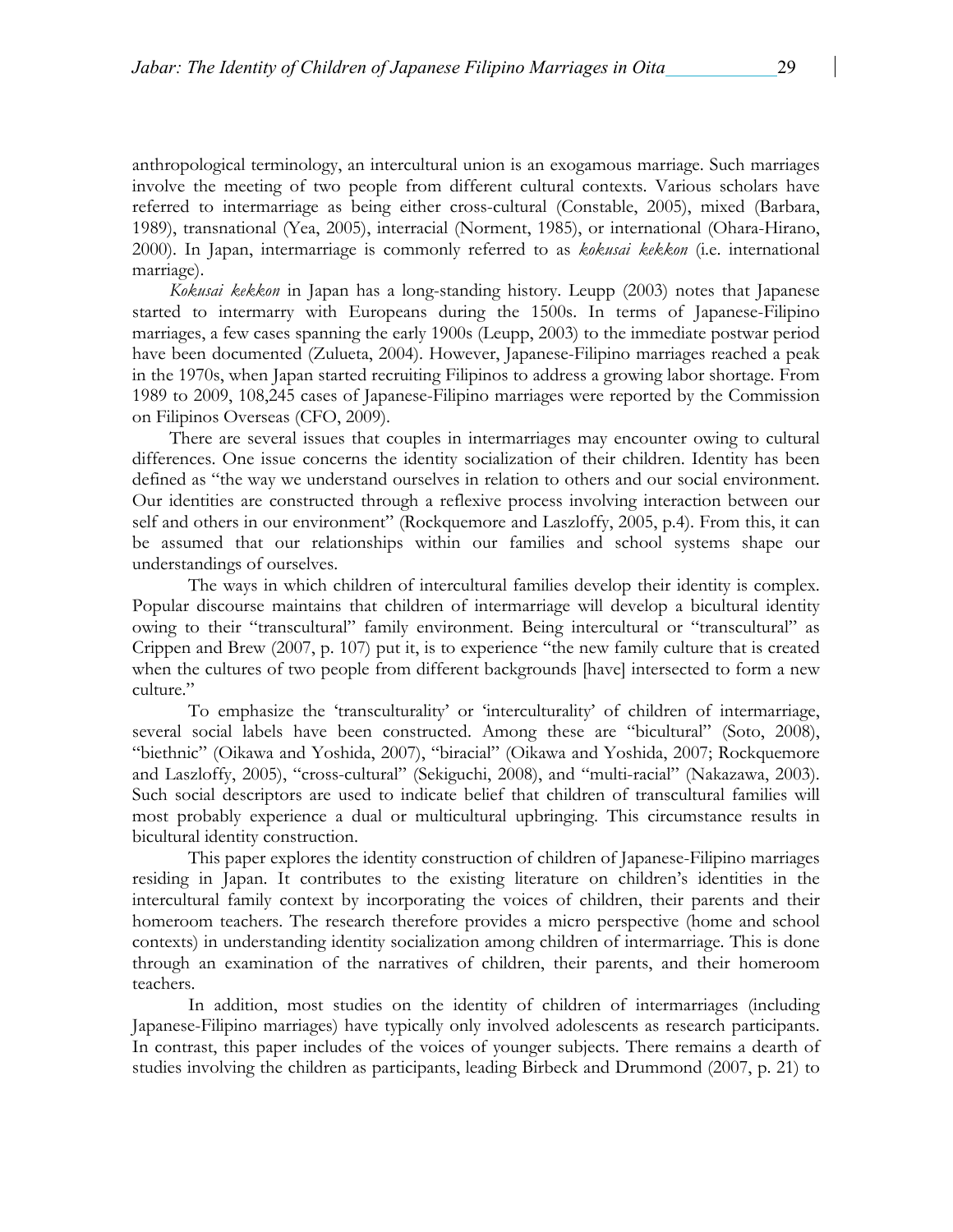anthropological terminology, an intercultural union is an exogamous marriage. Such marriages involve the meeting of two people from different cultural contexts. Various scholars have referred to intermarriage as being either cross-cultural (Constable, 2005), mixed (Barbara, 1989), transnational (Yea, 2005), interracial (Norment, 1985), or international (Ohara-Hirano, 2000). In Japan, intermarriage is commonly referred to as *kokusai kekkon* (i.e. international marriage).

*Kokusai kekkon* in Japan has a long-standing history. Leupp (2003) notes that Japanese started to intermarry with Europeans during the 1500s. In terms of Japanese-Filipino marriages, a few cases spanning the early 1900s (Leupp, 2003) to the immediate postwar period have been documented (Zulueta, 2004). However, Japanese-Filipino marriages reached a peak in the 1970s, when Japan started recruiting Filipinos to address a growing labor shortage. From 1989 to 2009, 108,245 cases of Japanese-Filipino marriages were reported by the Commission on Filipinos Overseas (CFO, 2009).

There are several issues that couples in intermarriages may encounter owing to cultural differences. One issue concerns the identity socialization of their children. Identity has been defined as "the way we understand ourselves in relation to others and our social environment. Our identities are constructed through a reflexive process involving interaction between our self and others in our environment" (Rockquemore and Laszloffy, 2005, p.4). From this, it can be assumed that our relationships within our families and school systems shape our understandings of ourselves.

The ways in which children of intercultural families develop their identity is complex. Popular discourse maintains that children of intermarriage will develop a bicultural identity owing to their "transcultural" family environment. Being intercultural or "transcultural" as Crippen and Brew (2007, p. 107) put it, is to experience "the new family culture that is created when the cultures of two people from different backgrounds [have] intersected to form a new culture."

To emphasize the 'transculturality' or 'interculturality' of children of intermarriage, several social labels have been constructed. Among these are "bicultural" (Soto, 2008), "biethnic" (Oikawa and Yoshida, 2007), "biracial" (Oikawa and Yoshida, 2007; Rockquemore and Laszloffy, 2005), "cross-cultural" (Sekiguchi, 2008), and "multi-racial" (Nakazawa, 2003). Such social descriptors are used to indicate belief that children of transcultural families will most probably experience a dual or multicultural upbringing. This circumstance results in bicultural identity construction.

This paper explores the identity construction of children of Japanese-Filipino marriages residing in Japan. It contributes to the existing literature on children's identities in the intercultural family context by incorporating the voices of children, their parents and their homeroom teachers. The research therefore provides a micro perspective (home and school contexts) in understanding identity socialization among children of intermarriage. This is done through an examination of the narratives of children, their parents, and their homeroom teachers.

In addition, most studies on the identity of children of intermarriages (including Japanese-Filipino marriages) have typically only involved adolescents as research participants. In contrast, this paper includes of the voices of younger subjects. There remains a dearth of studies involving the children as participants, leading Birbeck and Drummond (2007, p. 21) to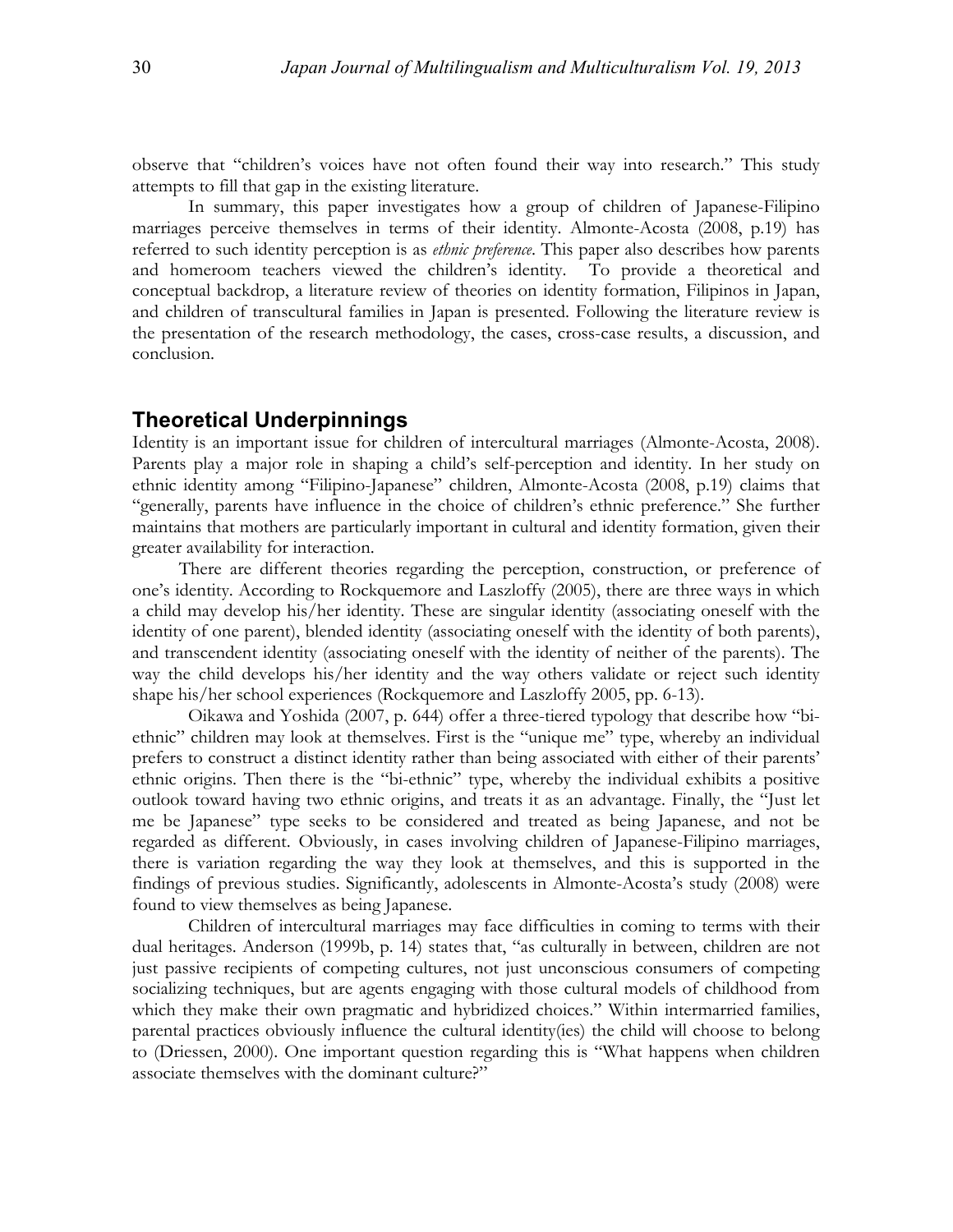observe that "children's voices have not often found their way into research." This study attempts to fill that gap in the existing literature.

In summary, this paper investigates how a group of children of Japanese-Filipino marriages perceive themselves in terms of their identity. Almonte-Acosta (2008, p.19) has referred to such identity perception is as *ethnic preference*. This paper also describes how parents and homeroom teachers viewed the children's identity. To provide a theoretical and conceptual backdrop, a literature review of theories on identity formation, Filipinos in Japan, and children of transcultural families in Japan is presented. Following the literature review is the presentation of the research methodology, the cases, cross-case results, a discussion, and conclusion.

## Theoretical Underpinnings

Identity is an important issue for children of intercultural marriages (Almonte-Acosta, 2008). Parents play a major role in shaping a child's self-perception and identity. In her study on ethnic identity among "Filipino-Japanese" children, Almonte-Acosta (2008, p.19) claims that "generally, parents have influence in the choice of children's ethnic preference." She further maintains that mothers are particularly important in cultural and identity formation, given their greater availability for interaction.

There are different theories regarding the perception, construction, or preference of one's identity. According to Rockquemore and Laszloffy (2005), there are three ways in which a child may develop his/her identity. These are singular identity (associating oneself with the identity of one parent), blended identity (associating oneself with the identity of both parents), and transcendent identity (associating oneself with the identity of neither of the parents). The way the child develops his/her identity and the way others validate or reject such identity shape his/her school experiences (Rockquemore and Laszloffy 2005, pp. 6-13).

Oikawa and Yoshida (2007, p. 644) offer a three-tiered typology that describe how "bi-ethnic" children may look at themselves. First is the "unique me" type, whereby an individual prefers to construct a distinct identity rather than being associated with either of their parents' ethnic origins. Then there is the "bi-ethnic" type, whereby the individual exhibits a positive outlook toward having two ethnic origins, and treats it as an advantage. Finally, the "Just let me be Japanese" type seeks to be considered and treated as being Japanese, and not be regarded as different. Obviously, in cases involving children of Japanese-Filipino marriages, there is variation regarding the way they look at themselves, and this is supported in the findings of previous studies. Significantly, adolescents in Almonte-Acosta's study (2008) were found to view themselves as being Japanese.

Children of intercultural marriages may face difficulties in coming to terms with their dual heritages. Anderson (1999b, p. 14) states that, "as culturally in between, children are not just passive recipients of competing cultures, not just unconscious consumers of competing socializing techniques, but are agents engaging with those cultural models of childhood from which they make their own pragmatic and hybridized choices." Within intermarried families, parental practices obviously influence the cultural identity(ies) the child will choose to belong to (Driessen, 2000). One important question regarding this is "What happens when children associate themselves with the dominant culture?"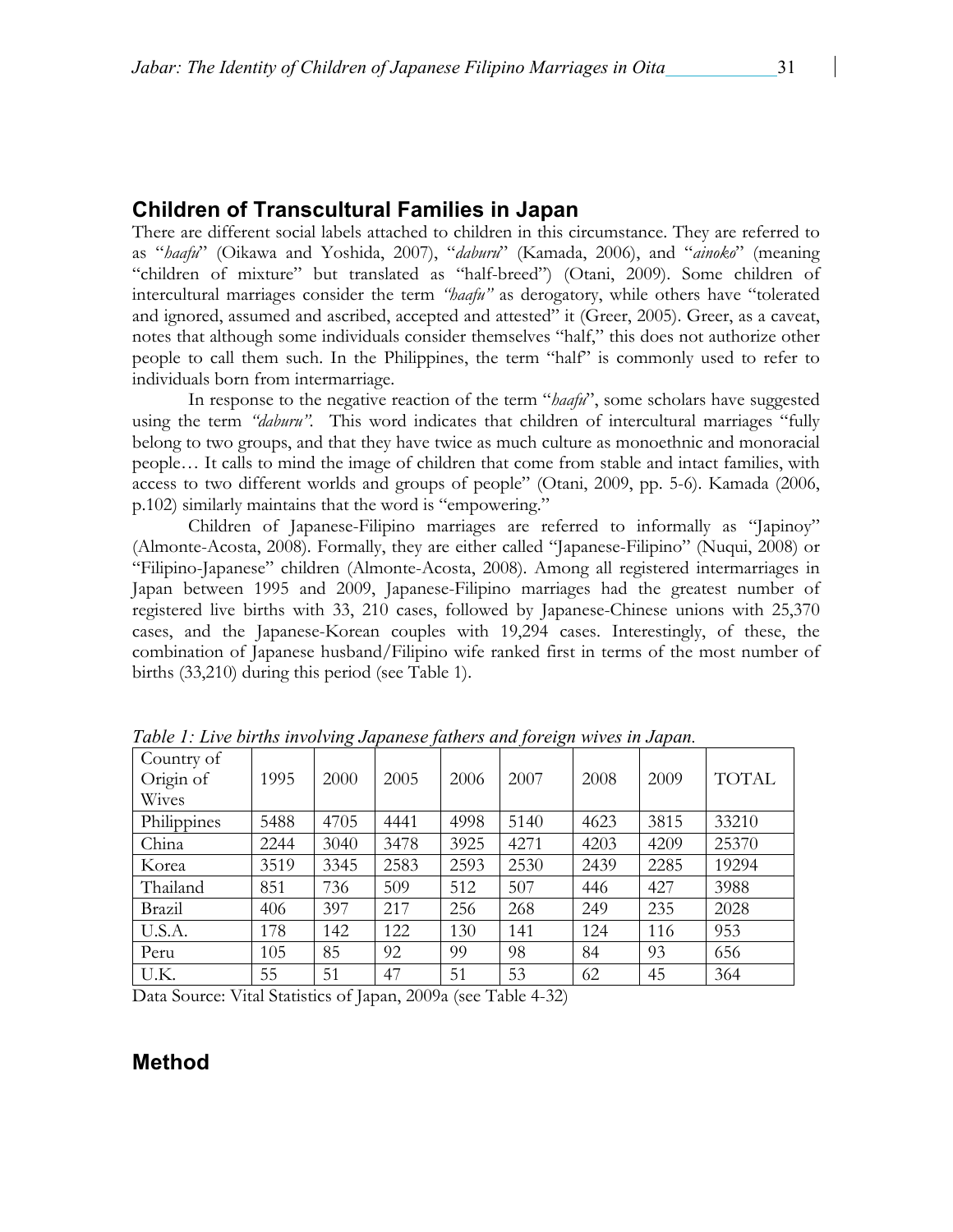## Children of Transcultural Families in Japan

There are different social labels attached to children in this circumstance. They are referred to as "*haafu*" (Oikawa and Yoshida, 2007), "*daburu*" (Kamada, 2006), and "*ainoko*" (meaning "children of mixture" but translated as "half-breed") (Otani, 2009). Some children of intercultural marriages consider the term *"haafu"* as derogatory, while others have "tolerated and ignored, assumed and ascribed, accepted and attested" it (Greer, 2005). Greer, as a caveat, notes that although some individuals consider themselves "half," this does not authorize other people to call them such. In the Philippines, the term "half" is commonly used to refer to individuals born from intermarriage.

In response to the negative reaction of the term "*haafu*", some scholars have suggested using the term *"daburu"*. This word indicates that children of intercultural marriages "fully belong to two groups, and that they have twice as much culture as monoethnic and monoracial people… It calls to mind the image of children that come from stable and intact families, with access to two different worlds and groups of people" (Otani, 2009, pp. 5-6). Kamada (2006, p.102) similarly maintains that the word is "empowering."

Children of Japanese-Filipino marriages are referred to informally as "Japinoy" (Almonte-Acosta, 2008). Formally, they are either called "Japanese-Filipino" (Nuqui, 2008) or "Filipino-Japanese" children (Almonte-Acosta, 2008). Among all registered intermarriages in Japan between 1995 and 2009, Japanese-Filipino marriages had the greatest number of registered live births with 33, 210 cases, followed by Japanese-Chinese unions with 25,370 cases, and the Japanese-Korean couples with 19,294 cases. Interestingly, of these, the combination of Japanese husband/Filipino wife ranked first in terms of the most number of births (33,210) during this period (see Table 1).

*Table 1: Live births involving Japanese fathers and foreign wives in Japan.*

| Country of Origin of Wives | 1995 | 2000 | 2005 | 2006 | 2007 | 2008 | 2009 | TOTAL |
|---|---|---|---|---|---|---|---|---|
| Philippines | 5488 | 4705 | 4441 | 4998 | 5140 | 4623 | 3815 | 33210 |
| China | 2244 | 3040 | 3478 | 3925 | 4271 | 4203 | 4209 | 25370 |
| Korea | 3519 | 3345 | 2583 | 2593 | 2530 | 2439 | 2285 | 19294 |
| Thailand | 851 | 736 | 509 | 512 | 507 | 446 | 427 | 3988 |
| Brazil | 406 | 397 | 217 | 256 | 268 | 249 | 235 | 2028 |
| U.S.A. | 178 | 142 | 122 | 130 | 141 | 124 | 116 | 953 |
| Peru | 105 | 85 | 92 | 99 | 98 | 84 | 93 | 656 |
| U.K. | 55 | 51 | 47 | 51 | 53 | 62 | 45 | 364 |

Data Source: Vital Statistics of Japan, 2009a (see Table 4-32)

## Method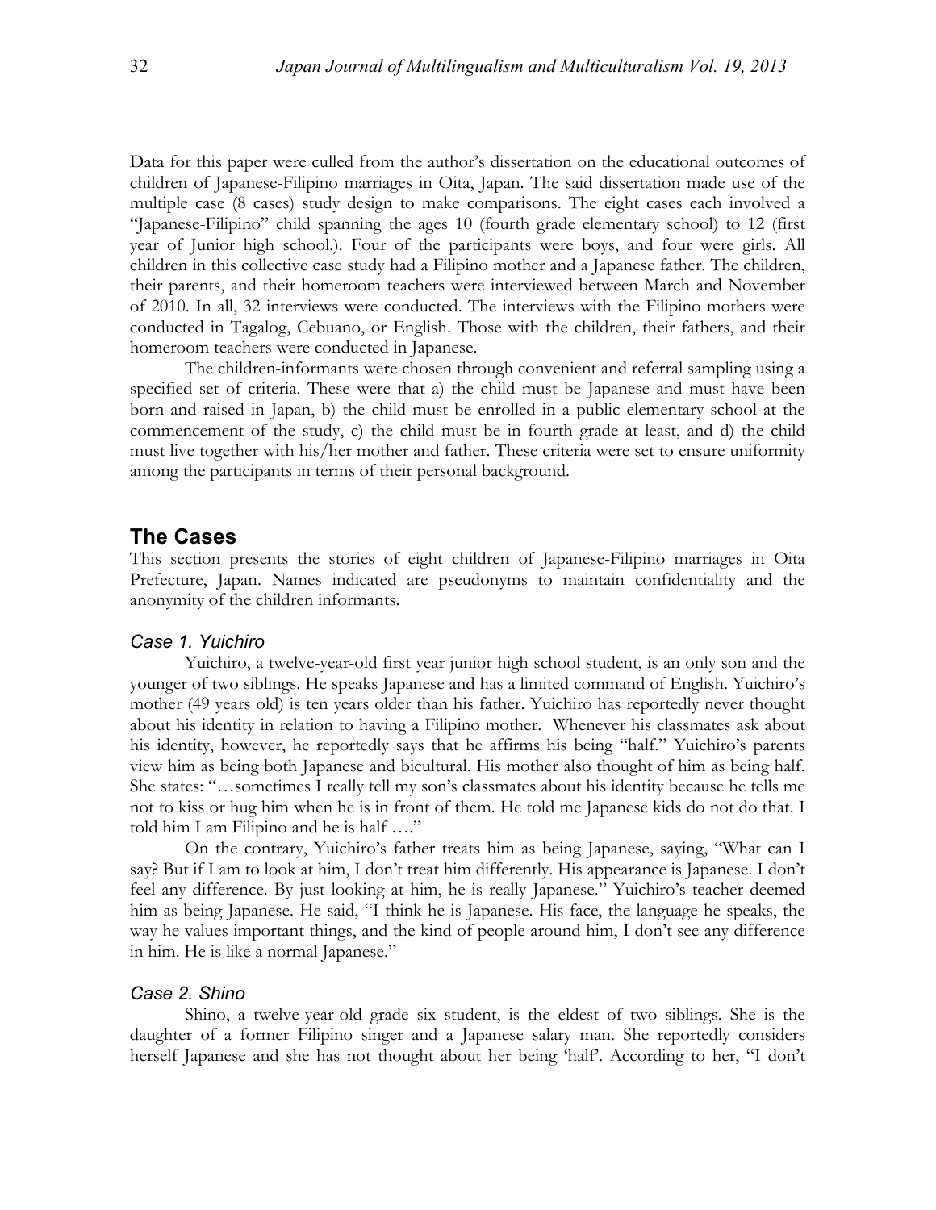Data for this paper were culled from the author's dissertation on the educational outcomes of children of Japanese-Filipino marriages in Oita, Japan. The said dissertation made use of the multiple case (8 cases) study design to make comparisons. The eight cases each involved a "Japanese-Filipino" child spanning the ages 10 (fourth grade elementary school) to 12 (first year of Junior high school.). Four of the participants were boys, and four were girls. All children in this collective case study had a Filipino mother and a Japanese father. The children, their parents, and their homeroom teachers were interviewed between March and November of 2010. In all, 32 interviews were conducted. The interviews with the Filipino mothers were conducted in Tagalog, Cebuano, or English. Those with the children, their fathers, and their homeroom teachers were conducted in Japanese.

The children-informants were chosen through convenient and referral sampling using a specified set of criteria. These were that a) the child must be Japanese and must have been born and raised in Japan, b) the child must be enrolled in a public elementary school at the commencement of the study, c) the child must be in fourth grade at least, and d) the child must live together with his/her mother and father. These criteria were set to ensure uniformity among the participants in terms of their personal background.

## The Cases

This section presents the stories of eight children of Japanese-Filipino marriages in Oita Prefecture, Japan. Names indicated are pseudonyms to maintain confidentiality and the anonymity of the children informants.

### *Case 1. Yuichiro*

Yuichiro, a twelve-year-old first year junior high school student, is an only son and the younger of two siblings. He speaks Japanese and has a limited command of English. Yuichiro's mother (49 years old) is ten years older than his father. Yuichiro has reportedly never thought about his identity in relation to having a Filipino mother. Whenever his classmates ask about his identity, however, he reportedly says that he affirms his being "half." Yuichiro's parents view him as being both Japanese and bicultural. His mother also thought of him as being half. She states: "…sometimes I really tell my son's classmates about his identity because he tells me not to kiss or hug him when he is in front of them. He told me Japanese kids do not do that. I told him I am Filipino and he is half …."

On the contrary, Yuichiro's father treats him as being Japanese, saying, "What can I say? But if I am to look at him, I don't treat him differently. His appearance is Japanese. I don't feel any difference. By just looking at him, he is really Japanese." Yuichiro's teacher deemed him as being Japanese. He said, "I think he is Japanese. His face, the language he speaks, the way he values important things, and the kind of people around him, I don't see any difference in him. He is like a normal Japanese."

### *Case 2. Shino*

Shino, a twelve-year-old grade six student, is the eldest of two siblings. She is the daughter of a former Filipino singer and a Japanese salary man. She reportedly considers herself Japanese and she has not thought about her being 'half'. According to her, "I don't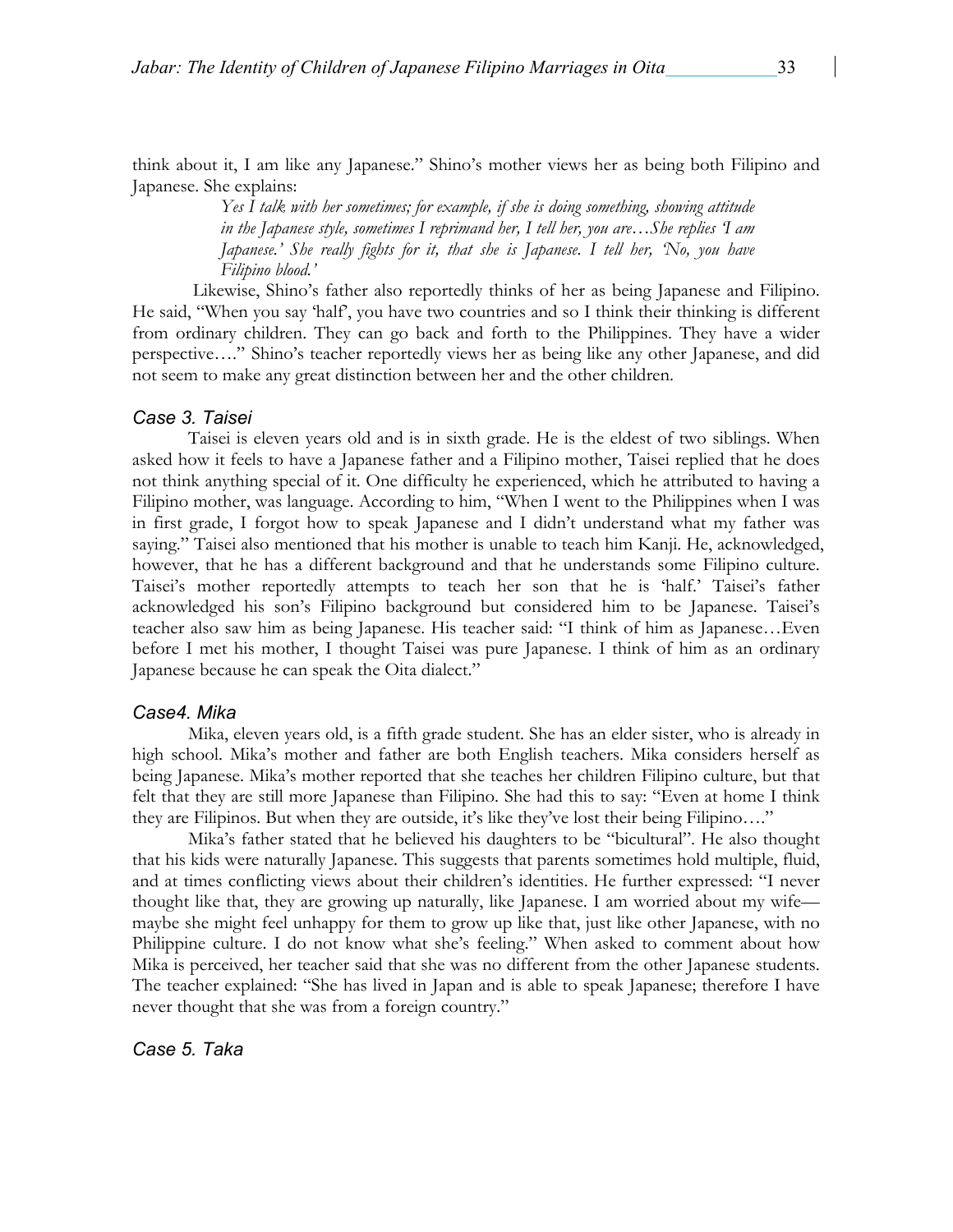think about it, I am like any Japanese." Shino's mother views her as being both Filipino and Japanese. She explains:

> *Yes I talk with her sometimes; for example, if she is doing something, showing attitude in the Japanese style, sometimes I reprimand her, I tell her, you are…She replies 'I am Japanese.' She really fights for it, that she is Japanese. I tell her, 'No, you have Filipino blood.'*

Likewise, Shino's father also reportedly thinks of her as being Japanese and Filipino. He said, "When you say 'half', you have two countries and so I think their thinking is different from ordinary children. They can go back and forth to the Philippines. They have a wider perspective…." Shino's teacher reportedly views her as being like any other Japanese, and did not seem to make any great distinction between her and the other children.

### *Case 3. Taisei*

Taisei is eleven years old and is in sixth grade. He is the eldest of two siblings. When asked how it feels to have a Japanese father and a Filipino mother, Taisei replied that he does not think anything special of it. One difficulty he experienced, which he attributed to having a Filipino mother, was language. According to him, "When I went to the Philippines when I was in first grade, I forgot how to speak Japanese and I didn't understand what my father was saying." Taisei also mentioned that his mother is unable to teach him Kanji. He, acknowledged, however, that he has a different background and that he understands some Filipino culture. Taisei's mother reportedly attempts to teach her son that he is 'half.' Taisei's father acknowledged his son's Filipino background but considered him to be Japanese. Taisei's teacher also saw him as being Japanese. His teacher said: "I think of him as Japanese…Even before I met his mother, I thought Taisei was pure Japanese. I think of him as an ordinary Japanese because he can speak the Oita dialect."

### *Case4. Mika*

Mika, eleven years old, is a fifth grade student. She has an elder sister, who is already in high school. Mika's mother and father are both English teachers. Mika considers herself as being Japanese. Mika's mother reported that she teaches her children Filipino culture, but that felt that they are still more Japanese than Filipino. She had this to say: "Even at home I think they are Filipinos. But when they are outside, it's like they've lost their being Filipino…."

Mika's father stated that he believed his daughters to be "bicultural". He also thought that his kids were naturally Japanese. This suggests that parents sometimes hold multiple, fluid, and at times conflicting views about their children's identities. He further expressed: "I never thought like that, they are growing up naturally, like Japanese. I am worried about my wife—maybe she might feel unhappy for them to grow up like that, just like other Japanese, with no Philippine culture. I do not know what she's feeling." When asked to comment about how Mika is perceived, her teacher said that she was no different from the other Japanese students. The teacher explained: "She has lived in Japan and is able to speak Japanese; therefore I have never thought that she was from a foreign country."

### *Case 5. Taka*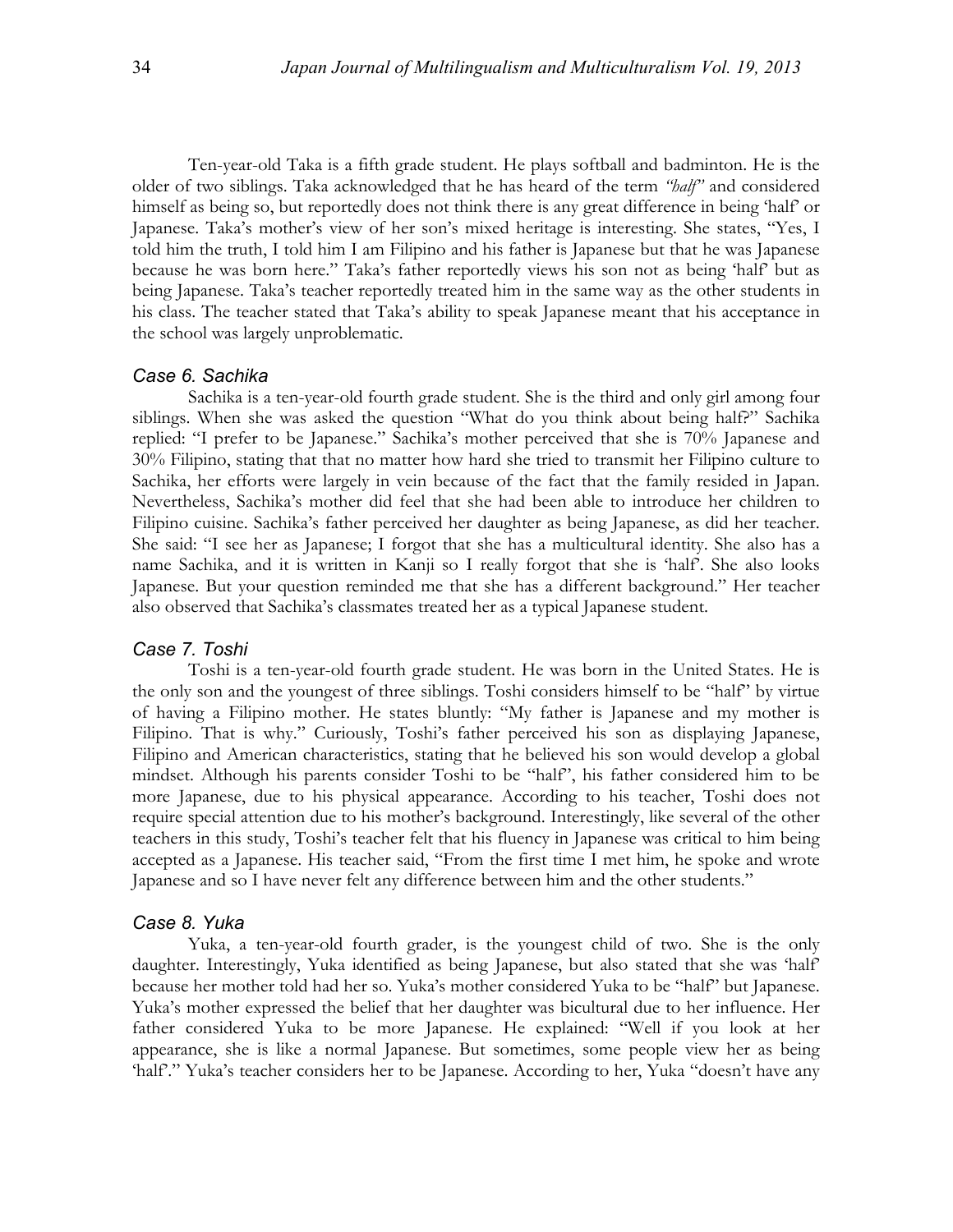Ten-year-old Taka is a fifth grade student. He plays softball and badminton. He is the older of two siblings. Taka acknowledged that he has heard of the term *"half"* and considered himself as being so, but reportedly does not think there is any great difference in being 'half' or Japanese. Taka's mother's view of her son's mixed heritage is interesting. She states, "Yes, I told him the truth, I told him I am Filipino and his father is Japanese but that he was Japanese because he was born here." Taka's father reportedly views his son not as being 'half' but as being Japanese. Taka's teacher reportedly treated him in the same way as the other students in his class. The teacher stated that Taka's ability to speak Japanese meant that his acceptance in the school was largely unproblematic.

### *Case 6. Sachika*

Sachika is a ten-year-old fourth grade student. She is the third and only girl among four siblings. When she was asked the question "What do you think about being half?" Sachika replied: "I prefer to be Japanese." Sachika's mother perceived that she is 70% Japanese and 30% Filipino, stating that that no matter how hard she tried to transmit her Filipino culture to Sachika, her efforts were largely in vein because of the fact that the family resided in Japan. Nevertheless, Sachika's mother did feel that she had been able to introduce her children to Filipino cuisine. Sachika's father perceived her daughter as being Japanese, as did her teacher. She said: "I see her as Japanese; I forgot that she has a multicultural identity. She also has a name Sachika, and it is written in Kanji so I really forgot that she is 'half'. She also looks Japanese. But your question reminded me that she has a different background." Her teacher also observed that Sachika's classmates treated her as a typical Japanese student.

### *Case 7. Toshi*

Toshi is a ten-year-old fourth grade student. He was born in the United States. He is the only son and the youngest of three siblings. Toshi considers himself to be "half" by virtue of having a Filipino mother. He states bluntly: "My father is Japanese and my mother is Filipino. That is why." Curiously, Toshi's father perceived his son as displaying Japanese, Filipino and American characteristics, stating that he believed his son would develop a global mindset. Although his parents consider Toshi to be "half", his father considered him to be more Japanese, due to his physical appearance. According to his teacher, Toshi does not require special attention due to his mother's background. Interestingly, like several of the other teachers in this study, Toshi's teacher felt that his fluency in Japanese was critical to him being accepted as a Japanese. His teacher said, "From the first time I met him, he spoke and wrote Japanese and so I have never felt any difference between him and the other students."

### *Case 8. Yuka*

Yuka, a ten-year-old fourth grader, is the youngest child of two. She is the only daughter. Interestingly, Yuka identified as being Japanese, but also stated that she was 'half' because her mother told had her so. Yuka's mother considered Yuka to be "half" but Japanese. Yuka's mother expressed the belief that her daughter was bicultural due to her influence. Her father considered Yuka to be more Japanese. He explained: "Well if you look at her appearance, she is like a normal Japanese. But sometimes, some people view her as being 'half'." Yuka's teacher considers her to be Japanese. According to her, Yuka "doesn't have any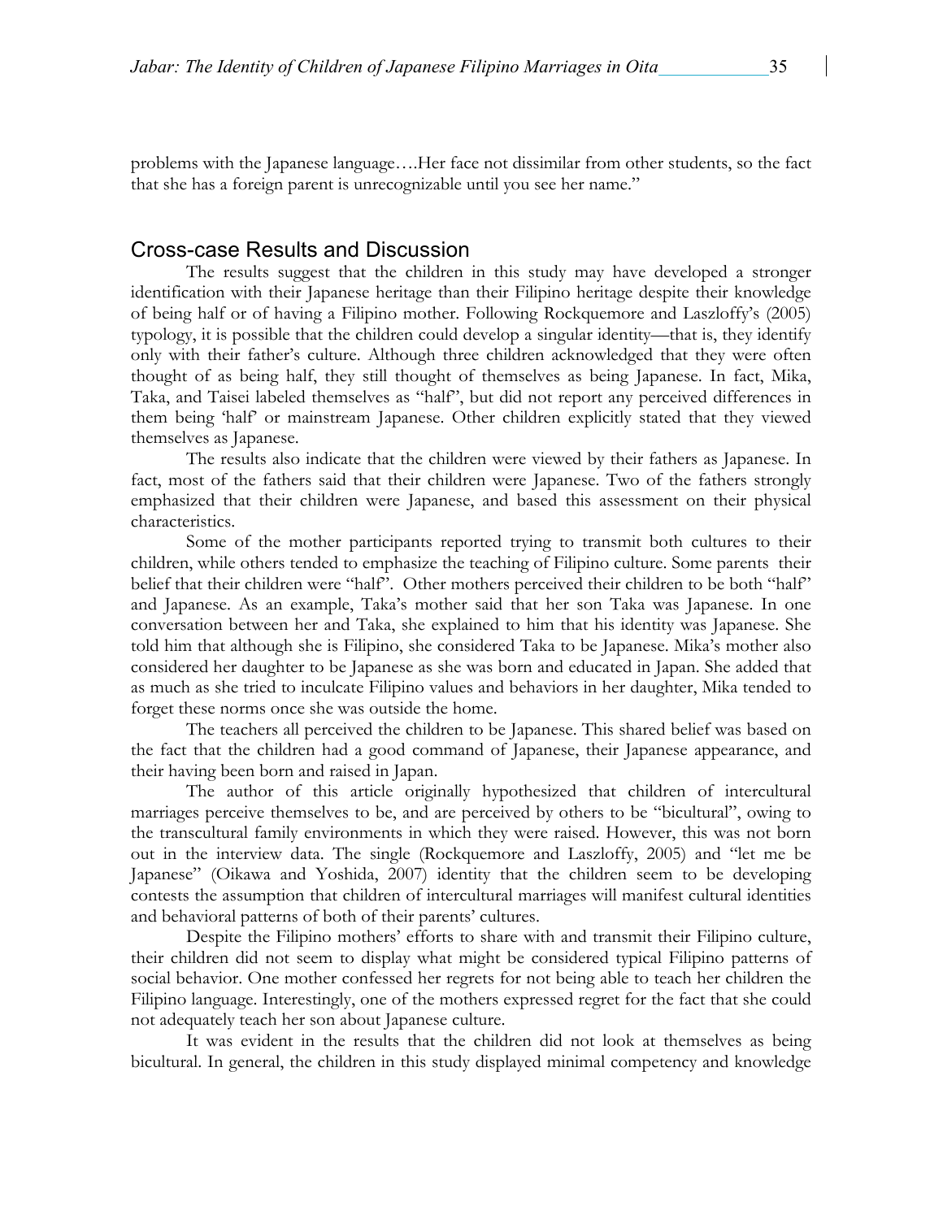problems with the Japanese language….Her face not dissimilar from other students, so the fact that she has a foreign parent is unrecognizable until you see her name."

## Cross-case Results and Discussion

The results suggest that the children in this study may have developed a stronger identification with their Japanese heritage than their Filipino heritage despite their knowledge of being half or of having a Filipino mother. Following Rockquemore and Laszloffy's (2005) typology, it is possible that the children could develop a singular identity—that is, they identify only with their father's culture. Although three children acknowledged that they were often thought of as being half, they still thought of themselves as being Japanese. In fact, Mika, Taka, and Taisei labeled themselves as "half", but did not report any perceived differences in them being 'half' or mainstream Japanese. Other children explicitly stated that they viewed themselves as Japanese.

The results also indicate that the children were viewed by their fathers as Japanese. In fact, most of the fathers said that their children were Japanese. Two of the fathers strongly emphasized that their children were Japanese, and based this assessment on their physical characteristics.

Some of the mother participants reported trying to transmit both cultures to their children, while others tended to emphasize the teaching of Filipino culture. Some parents their belief that their children were "half". Other mothers perceived their children to be both "half" and Japanese. As an example, Taka's mother said that her son Taka was Japanese. In one conversation between her and Taka, she explained to him that his identity was Japanese. She told him that although she is Filipino, she considered Taka to be Japanese. Mika's mother also considered her daughter to be Japanese as she was born and educated in Japan. She added that as much as she tried to inculcate Filipino values and behaviors in her daughter, Mika tended to forget these norms once she was outside the home.

The teachers all perceived the children to be Japanese. This shared belief was based on the fact that the children had a good command of Japanese, their Japanese appearance, and their having been born and raised in Japan.

The author of this article originally hypothesized that children of intercultural marriages perceive themselves to be, and are perceived by others to be "bicultural", owing to the transcultural family environments in which they were raised. However, this was not born out in the interview data. The single (Rockquemore and Laszloffy, 2005) and "let me be Japanese" (Oikawa and Yoshida, 2007) identity that the children seem to be developing contests the assumption that children of intercultural marriages will manifest cultural identities and behavioral patterns of both of their parents' cultures.

Despite the Filipino mothers' efforts to share with and transmit their Filipino culture, their children did not seem to display what might be considered typical Filipino patterns of social behavior. One mother confessed her regrets for not being able to teach her children the Filipino language. Interestingly, one of the mothers expressed regret for the fact that she could not adequately teach her son about Japanese culture.

It was evident in the results that the children did not look at themselves as being bicultural. In general, the children in this study displayed minimal competency and knowledge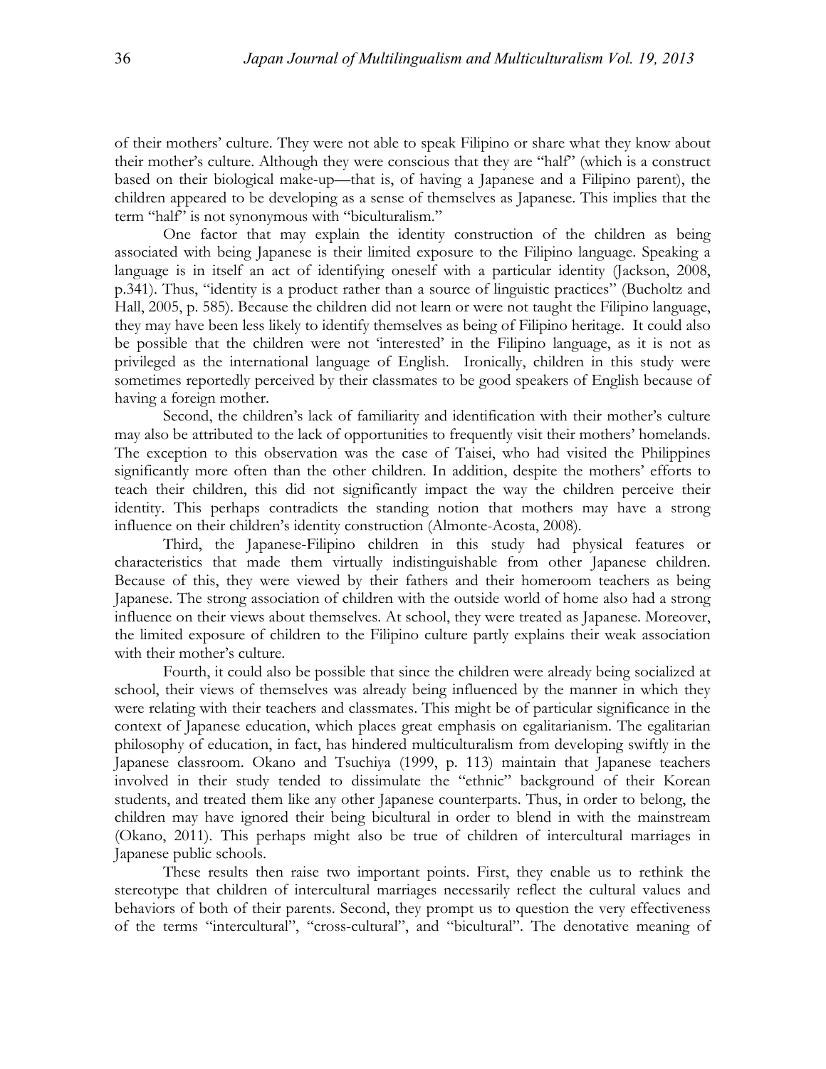of their mothers' culture. They were not able to speak Filipino or share what they know about their mother's culture. Although they were conscious that they are "half" (which is a construct based on their biological make-up—that is, of having a Japanese and a Filipino parent), the children appeared to be developing as a sense of themselves as Japanese. This implies that the term "half" is not synonymous with "biculturalism."

One factor that may explain the identity construction of the children as being associated with being Japanese is their limited exposure to the Filipino language. Speaking a language is in itself an act of identifying oneself with a particular identity (Jackson, 2008, p.341). Thus, "identity is a product rather than a source of linguistic practices" (Bucholtz and Hall, 2005, p. 585). Because the children did not learn or were not taught the Filipino language, they may have been less likely to identify themselves as being of Filipino heritage. It could also be possible that the children were not 'interested' in the Filipino language, as it is not as privileged as the international language of English. Ironically, children in this study were sometimes reportedly perceived by their classmates to be good speakers of English because of having a foreign mother.

Second, the children's lack of familiarity and identification with their mother's culture may also be attributed to the lack of opportunities to frequently visit their mothers' homelands. The exception to this observation was the case of Taisei, who had visited the Philippines significantly more often than the other children. In addition, despite the mothers' efforts to teach their children, this did not significantly impact the way the children perceive their identity. This perhaps contradicts the standing notion that mothers may have a strong influence on their children's identity construction (Almonte-Acosta, 2008).

Third, the Japanese-Filipino children in this study had physical features or characteristics that made them virtually indistinguishable from other Japanese children. Because of this, they were viewed by their fathers and their homeroom teachers as being Japanese. The strong association of children with the outside world of home also had a strong influence on their views about themselves. At school, they were treated as Japanese. Moreover, the limited exposure of children to the Filipino culture partly explains their weak association with their mother's culture.

Fourth, it could also be possible that since the children were already being socialized at school, their views of themselves was already being influenced by the manner in which they were relating with their teachers and classmates. This might be of particular significance in the context of Japanese education, which places great emphasis on egalitarianism. The egalitarian philosophy of education, in fact, has hindered multiculturalism from developing swiftly in the Japanese classroom. Okano and Tsuchiya (1999, p. 113) maintain that Japanese teachers involved in their study tended to dissimulate the "ethnic" background of their Korean students, and treated them like any other Japanese counterparts. Thus, in order to belong, the children may have ignored their being bicultural in order to blend in with the mainstream (Okano, 2011). This perhaps might also be true of children of intercultural marriages in Japanese public schools.

These results then raise two important points. First, they enable us to rethink the stereotype that children of intercultural marriages necessarily reflect the cultural values and behaviors of both of their parents. Second, they prompt us to question the very effectiveness of the terms "intercultural", "cross-cultural", and "bicultural". The denotative meaning of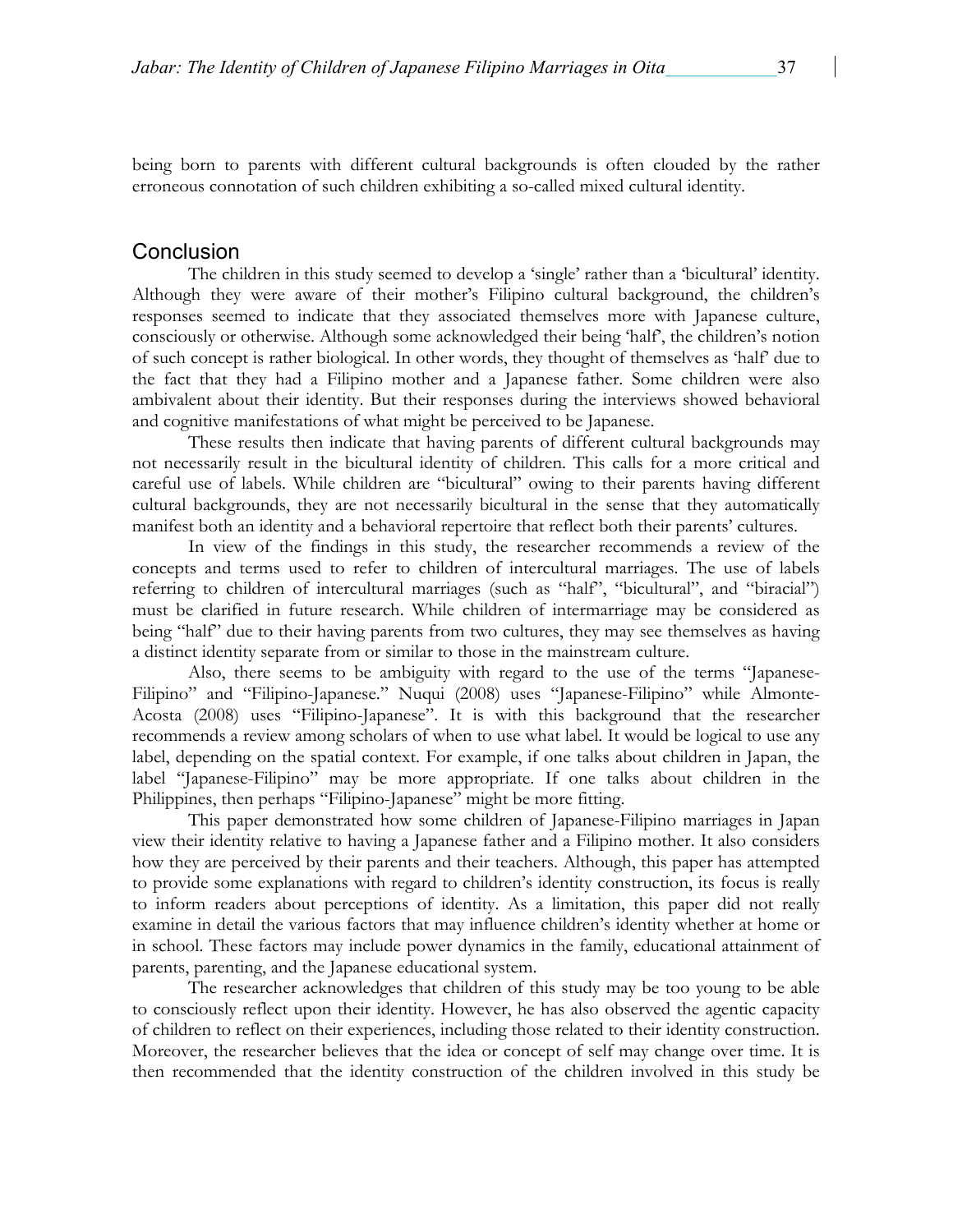being born to parents with different cultural backgrounds is often clouded by the rather erroneous connotation of such children exhibiting a so-called mixed cultural identity.

## Conclusion

The children in this study seemed to develop a 'single' rather than a 'bicultural' identity. Although they were aware of their mother's Filipino cultural background, the children's responses seemed to indicate that they associated themselves more with Japanese culture, consciously or otherwise. Although some acknowledged their being 'half', the children's notion of such concept is rather biological. In other words, they thought of themselves as 'half' due to the fact that they had a Filipino mother and a Japanese father. Some children were also ambivalent about their identity. But their responses during the interviews showed behavioral and cognitive manifestations of what might be perceived to be Japanese.

These results then indicate that having parents of different cultural backgrounds may not necessarily result in the bicultural identity of children. This calls for a more critical and careful use of labels. While children are "bicultural" owing to their parents having different cultural backgrounds, they are not necessarily bicultural in the sense that they automatically manifest both an identity and a behavioral repertoire that reflect both their parents' cultures.

In view of the findings in this study, the researcher recommends a review of the concepts and terms used to refer to children of intercultural marriages. The use of labels referring to children of intercultural marriages (such as "half", "bicultural", and "biracial") must be clarified in future research. While children of intermarriage may be considered as being "half" due to their having parents from two cultures, they may see themselves as having a distinct identity separate from or similar to those in the mainstream culture.

Also, there seems to be ambiguity with regard to the use of the terms "Japanese-Filipino" and "Filipino-Japanese." Nuqui (2008) uses "Japanese-Filipino" while Almonte-Acosta (2008) uses "Filipino-Japanese". It is with this background that the researcher recommends a review among scholars of when to use what label. It would be logical to use any label, depending on the spatial context. For example, if one talks about children in Japan, the label "Japanese-Filipino" may be more appropriate. If one talks about children in the Philippines, then perhaps "Filipino-Japanese" might be more fitting.

This paper demonstrated how some children of Japanese-Filipino marriages in Japan view their identity relative to having a Japanese father and a Filipino mother. It also considers how they are perceived by their parents and their teachers. Although, this paper has attempted to provide some explanations with regard to children's identity construction, its focus is really to inform readers about perceptions of identity. As a limitation, this paper did not really examine in detail the various factors that may influence children's identity whether at home or in school. These factors may include power dynamics in the family, educational attainment of parents, parenting, and the Japanese educational system.

The researcher acknowledges that children of this study may be too young to be able to consciously reflect upon their identity. However, he has also observed the agentic capacity of children to reflect on their experiences, including those related to their identity construction. Moreover, the researcher believes that the idea or concept of self may change over time. It is then recommended that the identity construction of the children involved in this study be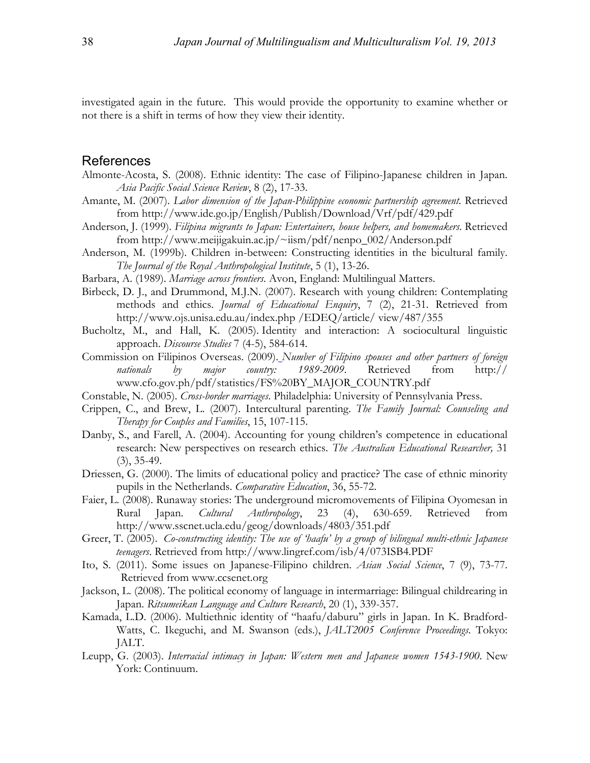investigated again in the future. This would provide the opportunity to examine whether or not there is a shift in terms of how they view their identity.

## References

Almonte-Acosta, S. (2008). Ethnic identity: The case of Filipino-Japanese children in Japan. *Asia Pacific Social Science Review*, 8 (2), 17-33.

Amante, M. (2007). *Labor dimension of the Japan-Philippine economic partnership agreement*. Retrieved from http://www.ide.go.jp/English/Publish/Download/Vrf/pdf/429.pdf

Anderson, J. (1999). *Filipina migrants to Japan: Entertainers, house helpers, and homemakers*. Retrieved from http://www.meijigakuin.ac.jp/~iism/pdf/nenpo_002/Anderson.pdf

Anderson, M. (1999b). Children in-between: Constructing identities in the bicultural family. *The Journal of the Royal Anthropological Institute*, 5 (1), 13-26.

Barbara, A. (1989). *Marriage across frontiers*. Avon, England: Multilingual Matters.

Birbeck, D. J., and Drummond, M.J.N. (2007). Research with young children: Contemplating methods and ethics. *Journal of Educational Enquiry*, 7 (2), 21-31. Retrieved from http://www.ojs.unisa.edu.au/index.php /EDEQ/article/ view/487/355

Bucholtz, M., and Hall, K. (2005). Identity and interaction: A sociocultural linguistic approach. *Discourse Studies* 7 (4-5), 584-614.

Commission on Filipinos Overseas. (2009). *Number of Filipino spouses and other partners of foreign nationals by major country: 1989-2009*. Retrieved from http:// www.cfo.gov.ph/pdf/statistics/FS%20BY_MAJOR_COUNTRY.pdf

Constable, N. (2005). *Cross-border marriages*. Philadelphia: University of Pennsylvania Press.

Crippen, C., and Brew, L. (2007). Intercultural parenting. *The Family Journal: Counseling and Therapy for Couples and Families*, 15, 107-115.

Danby, S., and Farell, A. (2004). Accounting for young children's competence in educational research: New perspectives on research ethics. *The Australian Educational Researcher,* 31 (3), 35-49.

Driessen, G. (2000). The limits of educational policy and practice? The case of ethnic minority pupils in the Netherlands. *Comparative Education*, 36, 55-72.

Faier, L. (2008). Runaway stories: The underground micromovements of Filipina Oyomesan in Rural Japan. *Cultural Anthropology*, 23 (4), 630-659. Retrieved from http://www.sscnet.ucla.edu/geog/downloads/4803/351.pdf

Greer, T. (2005). *Co-constructing identity: The use of 'haafu' by a group of bilingual multi-ethnic Japanese teenagers*. Retrieved from http://www.lingref.com/isb/4/073ISB4.PDF

Ito, S. (2011). Some issues on Japanese-Filipino children. *Asian Social Science*, 7 (9), 73-77. Retrieved from www.ccsenet.org

Jackson, L. (2008). The political economy of language in intermarriage: Bilingual childrearing in Japan. *Ritsumeikan Language and Culture Research*, 20 (1), 339-357.

Kamada, L.D. (2006). Multiethnic identity of "haafu/daburu" girls in Japan. In K. Bradford-Watts, C. Ikeguchi, and M. Swanson (eds.), *JALT2005 Conference Proceedings*. Tokyo: JALT.

Leupp, G. (2003). *Interracial intimacy in Japan: Western men and Japanese women 1543-1900*. New York: Continuum.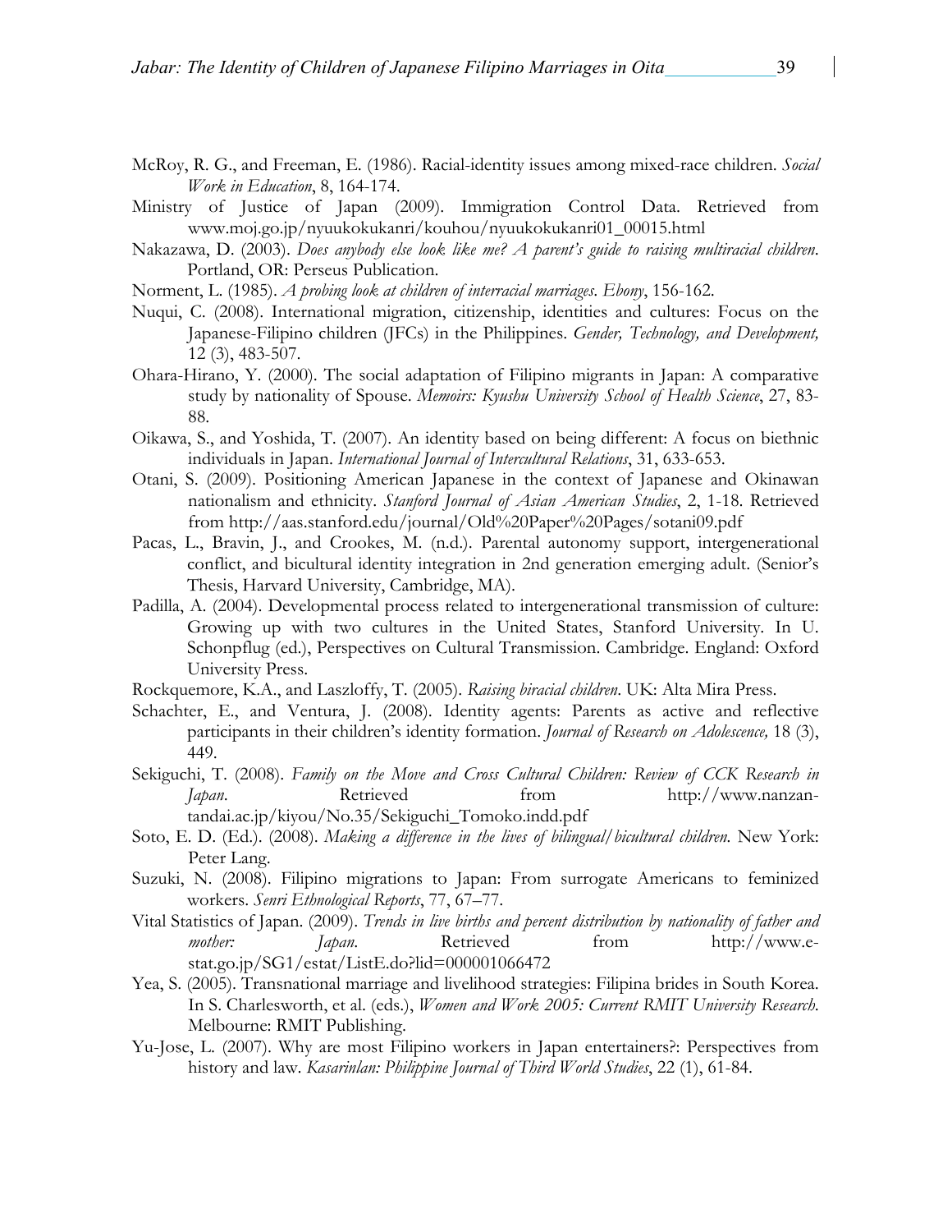McRoy, R. G., and Freeman, E. (1986). Racial-identity issues among mixed-race children. *Social Work in Education*, 8, 164-174.

Ministry of Justice of Japan (2009). Immigration Control Data. Retrieved from www.moj.go.jp/nyuukokukanri/kouhou/nyuukokukanri01_00015.html

Nakazawa, D. (2003). *Does anybody else look like me? A parent's guide to raising multiracial children*. Portland, OR: Perseus Publication.

Norment, L. (1985). *A probing look at children of interracial marriages*. *Ebony*, 156-162.

Nuqui, C. (2008). International migration, citizenship, identities and cultures: Focus on the Japanese-Filipino children (JFCs) in the Philippines. *Gender, Technology, and Development,* 12 (3), 483-507.

Ohara-Hirano, Y. (2000). The social adaptation of Filipino migrants in Japan: A comparative study by nationality of Spouse. *Memoirs: Kyushu University School of Health Science*, 27, 83-88.

Oikawa, S., and Yoshida, T. (2007). An identity based on being different: A focus on biethnic individuals in Japan. *International Journal of Intercultural Relations*, 31, 633-653.

Otani, S. (2009). Positioning American Japanese in the context of Japanese and Okinawan nationalism and ethnicity. *Stanford Journal of Asian American Studies*, 2, 1-18. Retrieved from http://aas.stanford.edu/journal/Old%20Paper%20Pages/sotani09.pdf

Pacas, L., Bravin, J., and Crookes, M. (n.d.). Parental autonomy support, intergenerational conflict, and bicultural identity integration in 2nd generation emerging adult. (Senior's Thesis, Harvard University, Cambridge, MA).

Padilla, A. (2004). Developmental process related to intergenerational transmission of culture: Growing up with two cultures in the United States, Stanford University. In U. Schonpflug (ed.), Perspectives on Cultural Transmission. Cambridge. England: Oxford University Press.

Rockquemore, K.A., and Laszloffy, T. (2005). *Raising biracial children*. UK: Alta Mira Press.

Schachter, E., and Ventura, J. (2008). Identity agents: Parents as active and reflective participants in their children's identity formation. *Journal of Research on Adolescence,* 18 (3), 449.

Sekiguchi, T. (2008). *Family on the Move and Cross Cultural Children: Review of CCK Research in Japan*. Retrieved from http://www.nanzan-tandai.ac.jp/kiyou/No.35/Sekiguchi_Tomoko.indd.pdf

Soto, E. D. (Ed.). (2008). *Making a difference in the lives of bilingual/bicultural children.* New York: Peter Lang.

Suzuki, N. (2008). Filipino migrations to Japan: From surrogate Americans to feminized workers. *Senri Ethnological Reports*, 77, 67–77.

Vital Statistics of Japan. (2009). *Trends in live births and percent distribution by nationality of father and mother: Japan.* Retrieved from http://www.e-stat.go.jp/SG1/estat/ListE.do?lid=000001066472

Yea, S. (2005). Transnational marriage and livelihood strategies: Filipina brides in South Korea. In S. Charlesworth, et al. (eds.), *Women and Work 2005: Current RMIT University Research.* Melbourne: RMIT Publishing.

Yu-Jose, L. (2007). Why are most Filipino workers in Japan entertainers?: Perspectives from history and law. *Kasarinlan: Philippine Journal of Third World Studies*, 22 (1), 61-84.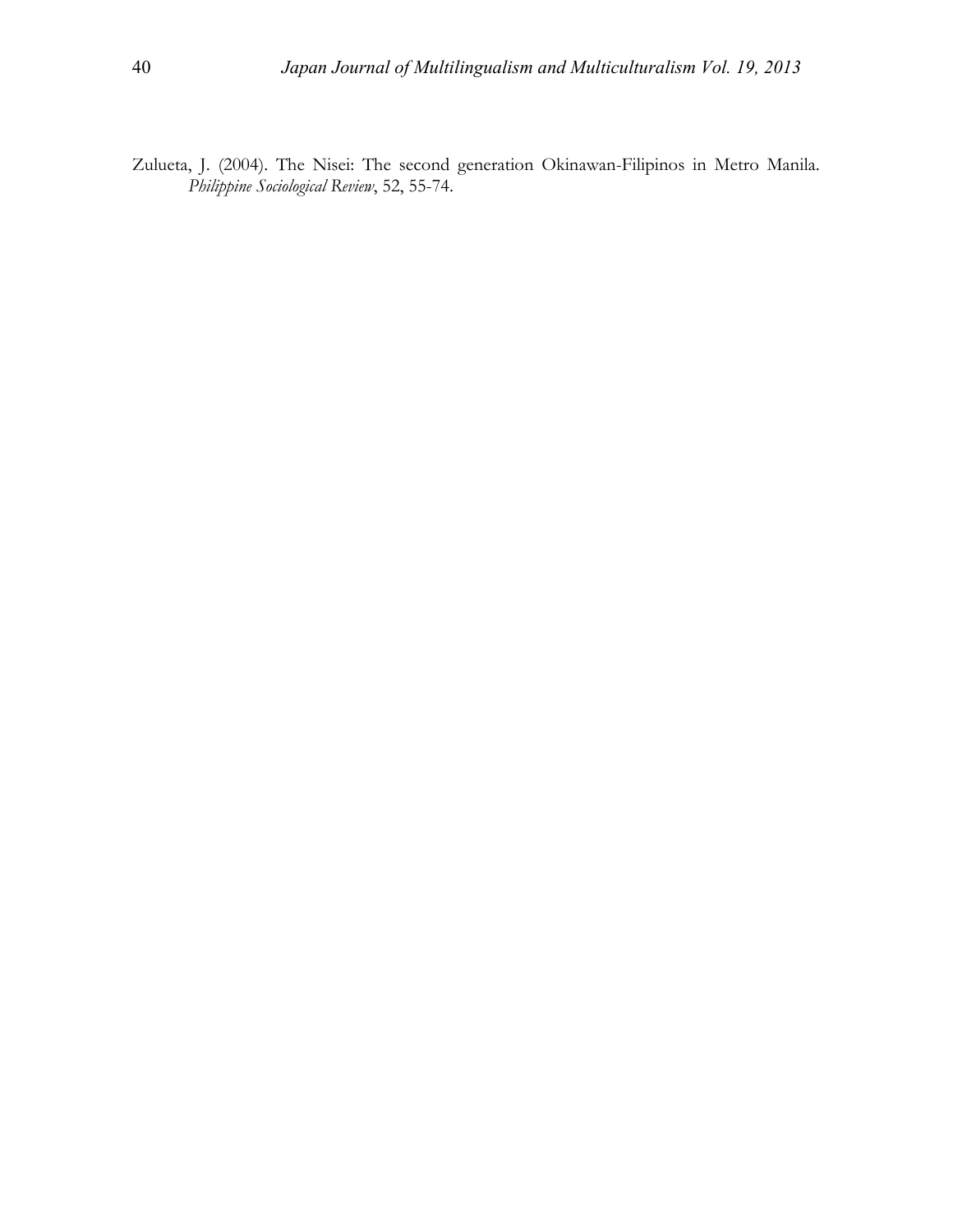Zulueta, J. (2004). The Nisei: The second generation Okinawan-Filipinos in Metro Manila. *Philippine Sociological Review*, 52, 55-74.